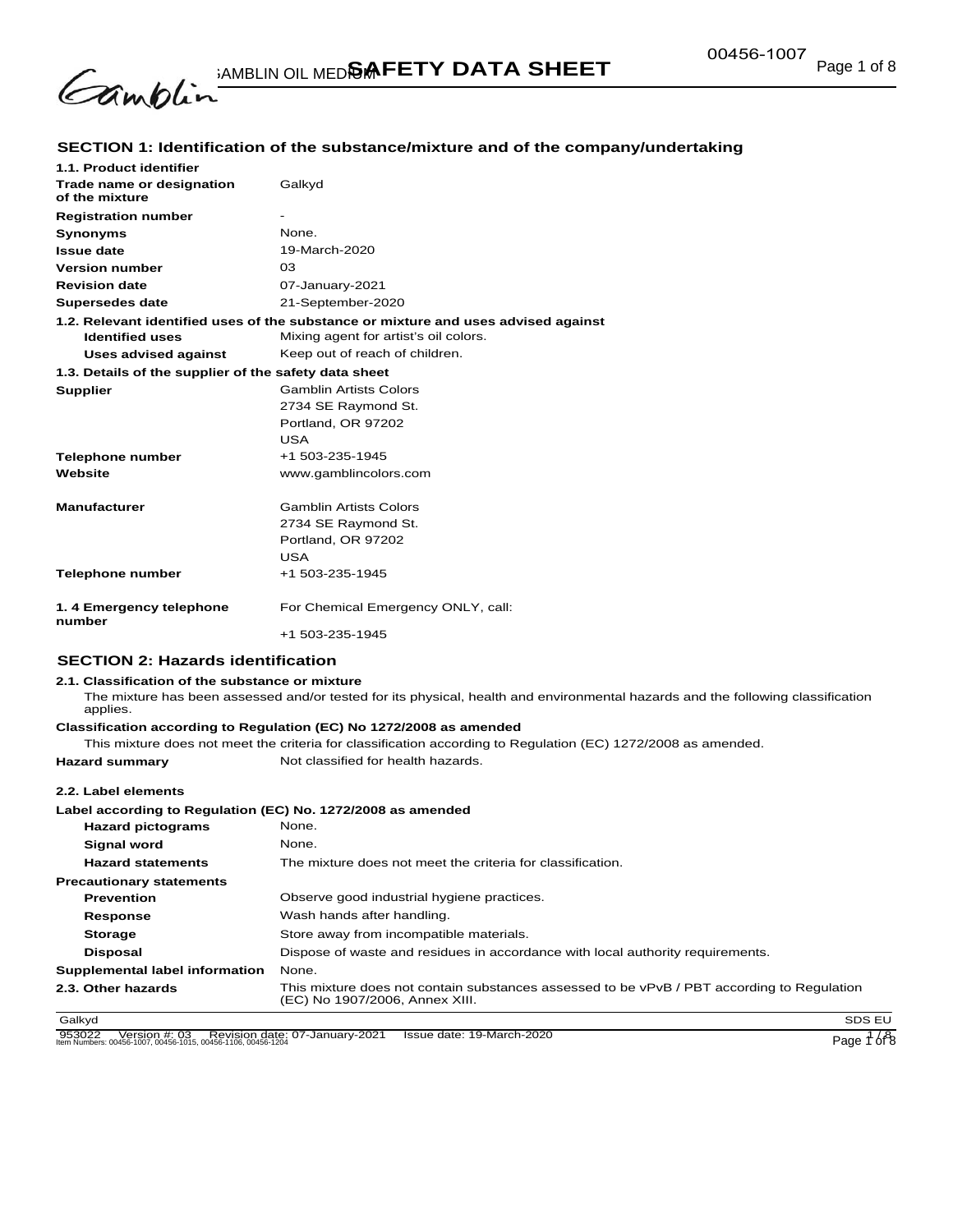# SAFETY DATA SHEET

## SECTION 1: Identification of the substance/mixture and of the company/undertaking

| | |
|---|---|
| **1.1. Product identifier** | |
| **Trade name or designation of the mixture** | Galkyd |
| **Registration number** | - |
| **Synonyms** | None. |
| **Issue date** | 19-March-2020 |
| **Version number** | 03 |
| **Revision date** | 07-January-2021 |
| **Supersedes date** | 21-September-2020 |

**1.2. Relevant identified uses of the substance or mixture and uses advised against**

| | |
|---|---|
| **Identified uses** | Mixing agent for artist's oil colors. |
| **Uses advised against** | Keep out of reach of children. |

**1.3. Details of the supplier of the safety data sheet**

| | |
|---|---|
| **Supplier** | Gamblin Artists Colors<br>2734 SE Raymond St.<br>Portland, OR 97202<br>USA |
| **Telephone number** | +1 503-235-1945 |
| **Website** | www.gamblincolors.com |
| **Manufacturer** | Gamblin Artists Colors<br>2734 SE Raymond St.<br>Portland, OR 97202<br>USA |
| **Telephone number** | +1 503-235-1945 |
| **1. 4 Emergency telephone number** | For Chemical Emergency ONLY, call:<br>+1 503-235-1945 |

## SECTION 2: Hazards identification

**2.1. Classification of the substance or mixture**

The mixture has been assessed and/or tested for its physical, health and environmental hazards and the following classification applies.

**Classification according to Regulation (EC) No 1272/2008 as amended**

This mixture does not meet the criteria for classification according to Regulation (EC) 1272/2008 as amended.

**Hazard summary** Not classified for health hazards.

**2.2. Label elements**

**Label according to Regulation (EC) No. 1272/2008 as amended**

| | |
|---|---|
| **Hazard pictograms** | None. |
| **Signal word** | None. |
| **Hazard statements** | The mixture does not meet the criteria for classification. |
| **Precautionary statements** | |
| **Prevention** | Observe good industrial hygiene practices. |
| **Response** | Wash hands after handling. |
| **Storage** | Store away from incompatible materials. |
| **Disposal** | Dispose of waste and residues in accordance with local authority requirements. |
| **Supplemental label information** | None. |
| **2.3. Other hazards** | This mixture does not contain substances assessed to be vPvB / PBT according to Regulation (EC) No 1907/2006, Annex XIII. |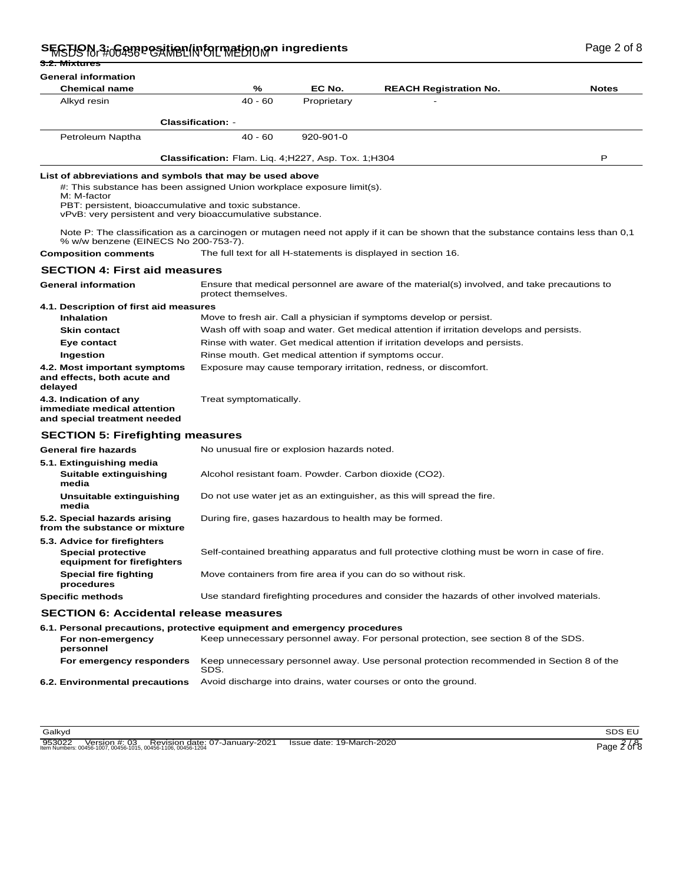## SECTION 3: Composition/information on ingredients

### 3.2. Mixtures

**General information**

| Chemical name | % | EC No. | REACH Registration No. | Notes |
|---|---|---|---|---|
| Alkyd resin | 40 - 60 | Proprietary | - | |
| **Classification:** - | | | | |
| Petroleum Naptha | 40 - 60 | 920-901-0 | | |
| **Classification:** Flam. Liq. 4;H227, Asp. Tox. 1;H304 | | | | P |

**List of abbreviations and symbols that may be used above**

#: This substance has been assigned Union workplace exposure limit(s).
M: M-factor
PBT: persistent, bioaccumulative and toxic substance.
vPvB: very persistent and very bioaccumulative substance.

Note P: The classification as a carcinogen or mutagen need not apply if it can be shown that the substance contains less than 0,1 % w/w benzene (EINECS No 200-753-7).

**Composition comments** The full text for all H-statements is displayed in section 16.

## SECTION 4: First aid measures

**General information** Ensure that medical personnel are aware of the material(s) involved, and take precautions to protect themselves.

**4.1. Description of first aid measures**

**Inhalation** Move to fresh air. Call a physician if symptoms develop or persist.

**Skin contact** Wash off with soap and water. Get medical attention if irritation develops and persists.

**Eye contact** Rinse with water. Get medical attention if irritation develops and persists.

**Ingestion** Rinse mouth. Get medical attention if symptoms occur.

**4.2. Most important symptoms and effects, both acute and delayed** Exposure may cause temporary irritation, redness, or discomfort.

**4.3. Indication of any immediate medical attention and special treatment needed** Treat symptomatically.

## SECTION 5: Firefighting measures

**General fire hazards** No unusual fire or explosion hazards noted.

**5.1. Extinguishing media**

**Suitable extinguishing media** Alcohol resistant foam. Powder. Carbon dioxide ($CO_2$).

**Unsuitable extinguishing media** Do not use water jet as an extinguisher, as this will spread the fire.

**5.2. Special hazards arising from the substance or mixture** During fire, gases hazardous to health may be formed.

**5.3. Advice for firefighters**

**Special protective equipment for firefighters** Self-contained breathing apparatus and full protective clothing must be worn in case of fire.

**Special fire fighting procedures** Move containers from fire area if you can do so without risk.

**Specific methods** Use standard firefighting procedures and consider the hazards of other involved materials.

## SECTION 6: Accidental release measures

**6.1. Personal precautions, protective equipment and emergency procedures**

**For non-emergency personnel** Keep unnecessary personnel away. For personal protection, see section 8 of the SDS.

**For emergency responders** Keep unnecessary personnel away. Use personal protection recommended in Section 8 of the SDS.

**6.2. Environmental precautions** Avoid discharge into drains, water courses or onto the ground.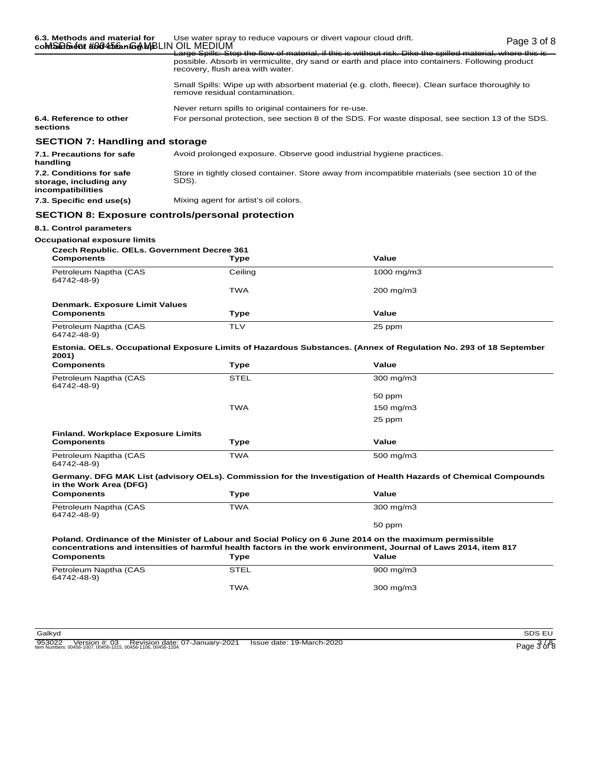| | |
|---|---|
| **6.3. Methods and material for containment and cleaning up** | Use water spray to reduce vapours or divert vapour cloud drift. |
| | Large Spills: Stop the flow of material, if this is without risk. Dike the spilled material, where this is possible. Absorb in vermiculite, dry sand or earth and place into containers. Following product recovery, flush area with water. |
| | Small Spills: Wipe up with absorbent material (e.g. cloth, fleece). Clean surface thoroughly to remove residual contamination. |
| | Never return spills to original containers for re-use. |
| **6.4. Reference to other sections** | For personal protection, see section 8 of the SDS. For waste disposal, see section 13 of the SDS. |

## SECTION 7: Handling and storage

| | |
|---|---|
| **7.1. Precautions for safe handling** | Avoid prolonged exposure. Observe good industrial hygiene practices. |
| **7.2. Conditions for safe storage, including any incompatibilities** | Store in tightly closed container. Store away from incompatible materials (see section 10 of the SDS). |
| **7.3. Specific end use(s)** | Mixing agent for artist's oil colors. |

## SECTION 8: Exposure controls/personal protection

**8.1. Control parameters**

**Occupational exposure limits**

**Czech Republic. OELs. Government Decree 361**

| Components | Type | Value |
|---|---|---|
| Petroleum Naptha (CAS 64742-48-9) | Ceiling | 1000 mg/m3 |
| | TWA | 200 mg/m3 |

**Denmark. Exposure Limit Values**

| Components | Type | Value |
|---|---|---|
| Petroleum Naptha (CAS 64742-48-9) | TLV | 25 ppm |

**Estonia. OELs. Occupational Exposure Limits of Hazardous Substances. (Annex of Regulation No. 293 of 18 September 2001)**

| Components | Type | Value |
|---|---|---|
| Petroleum Naptha (CAS 64742-48-9) | STEL | 300 mg/m3 |
| | | 50 ppm |
| | TWA | 150 mg/m3 |
| | | 25 ppm |

**Finland. Workplace Exposure Limits**

| Components | Type | Value |
|---|---|---|
| Petroleum Naptha (CAS 64742-48-9) | TWA | 500 mg/m3 |

**Germany. DFG MAK List (advisory OELs). Commission for the Investigation of Health Hazards of Chemical Compounds in the Work Area (DFG)**

| Components | Type | Value |
|---|---|---|
| Petroleum Naptha (CAS 64742-48-9) | TWA | 300 mg/m3 |
| | | 50 ppm |

**Poland. Ordinance of the Minister of Labour and Social Policy on 6 June 2014 on the maximum permissible concentrations and intensities of harmful health factors in the work environment, Journal of Laws 2014, item 817**

| Components | Type | Value |
|---|---|---|
| Petroleum Naptha (CAS 64742-48-9) | STEL | 900 mg/m3 |
| | TWA | 300 mg/m3 |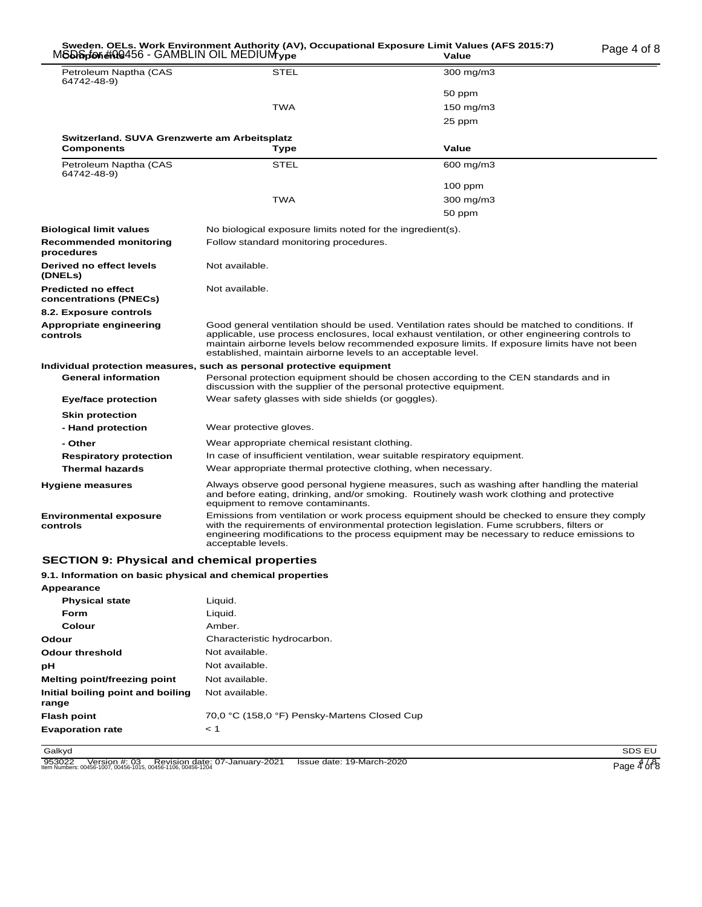**Sweden. OELs. Work Environment Authority (AV), Occupational Exposure Limit Values (AFS 2015:7)**

| Components | Type | Value |
| --- | --- | --- |
| Petroleum Naptha (CAS 64742-48-9) | STEL | 300 mg/m3 |
| | | 50 ppm |
| | TWA | 150 mg/m3 |
| | | 25 ppm |

**Switzerland. SUVA Grenzwerte am Arbeitsplatz**

| Components | Type | Value |
| --- | --- | --- |
| Petroleum Naptha (CAS 64742-48-9) | STEL | 600 mg/m3 |
| | | 100 ppm |
| | TWA | 300 mg/m3 |
| | | 50 ppm |

**Biological limit values** No biological exposure limits noted for the ingredient(s).

**Recommended monitoring procedures** Follow standard monitoring procedures.

**Derived no effect levels (DNELs)** Not available.

**Predicted no effect concentrations (PNECs)** Not available.

**8.2. Exposure controls**

**Appropriate engineering controls** Good general ventilation should be used. Ventilation rates should be matched to conditions. If applicable, use process enclosures, local exhaust ventilation, or other engineering controls to maintain airborne levels below recommended exposure limits. If exposure limits have not been established, maintain airborne levels to an acceptable level.

**Individual protection measures, such as personal protective equipment**

**General information** Personal protection equipment should be chosen according to the CEN standards and in discussion with the supplier of the personal protective equipment.

**Eye/face protection** Wear safety glasses with side shields (or goggles).

**Skin protection**

**- Hand protection** Wear protective gloves.

**- Other** Wear appropriate chemical resistant clothing.

**Respiratory protection** In case of insufficient ventilation, wear suitable respiratory equipment.

**Thermal hazards** Wear appropriate thermal protective clothing, when necessary.

**Hygiene measures** Always observe good personal hygiene measures, such as washing after handling the material and before eating, drinking, and/or smoking. Routinely wash work clothing and protective equipment to remove contaminants.

**Environmental exposure controls** Emissions from ventilation or work process equipment should be checked to ensure they comply with the requirements of environmental protection legislation. Fume scrubbers, filters or engineering modifications to the process equipment may be necessary to reduce emissions to acceptable levels.

## SECTION 9: Physical and chemical properties

**9.1. Information on basic physical and chemical properties**

**Appearance**

| | |
| --- | --- |
| **Physical state** | Liquid. |
| **Form** | Liquid. |
| **Colour** | Amber. |
| **Odour** | Characteristic hydrocarbon. |
| **Odour threshold** | Not available. |
| **pH** | Not available. |
| **Melting point/freezing point** | Not available. |
| **Initial boiling point and boiling range** | Not available. |
| **Flash point** | 70,0 °C (158,0 °F) Pensky-Martens Closed Cup |
| **Evaporation rate** | < 1 |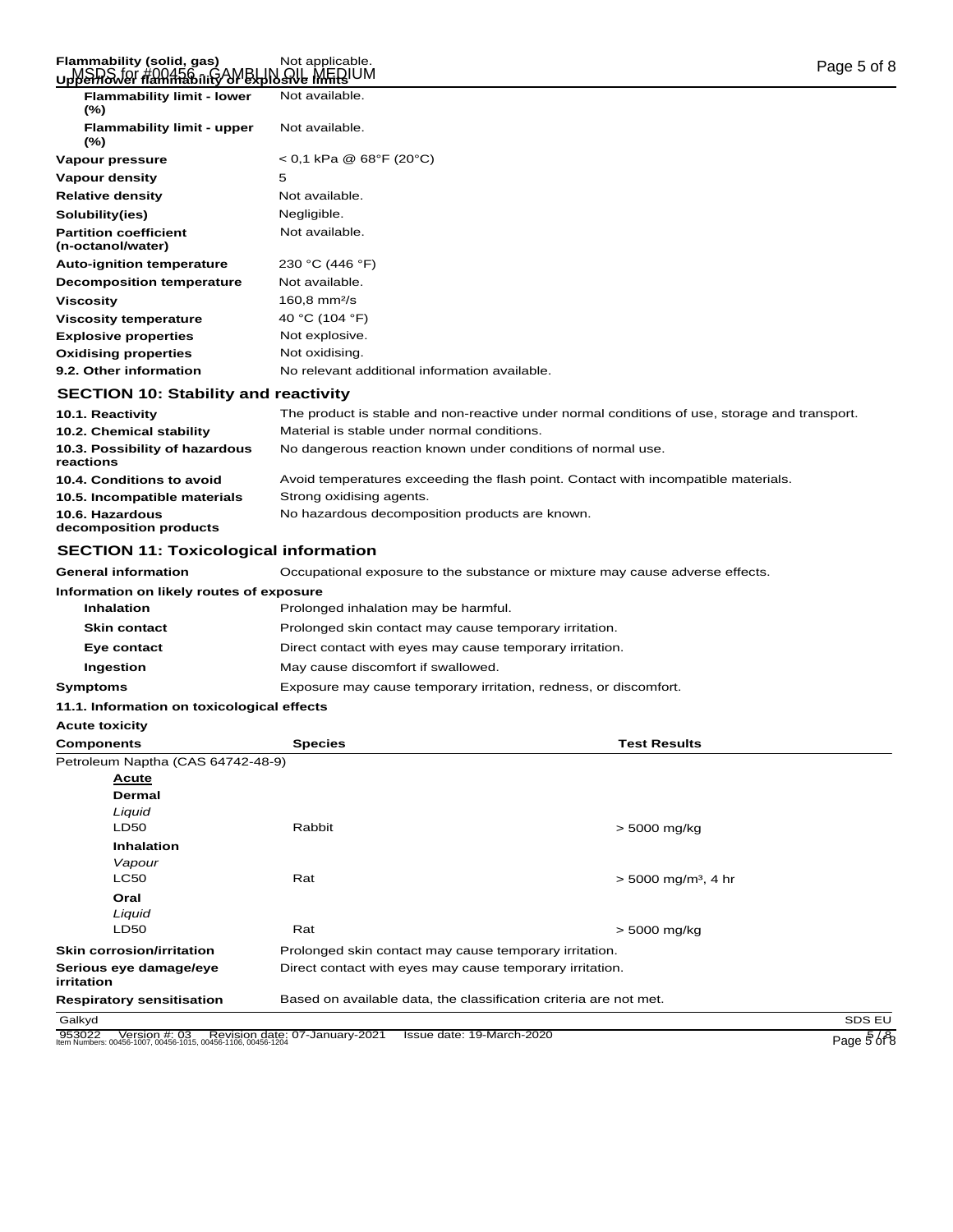| | |
|---|---|
| **Flammability (solid, gas)** | Not applicable. |
| **Upper/lower flammability or explosive limits** | |
| **Flammability limit - lower (%)** | Not available. |
| **Flammability limit - upper (%)** | Not available. |
| **Vapour pressure** | < 0,1 kPa @ 68°F (20°C) |
| **Vapour density** | 5 |
| **Relative density** | Not available. |
| **Solubility(ies)** | Negligible. |
| **Partition coefficient (n-octanol/water)** | Not available. |
| **Auto-ignition temperature** | 230 °C (446 °F) |
| **Decomposition temperature** | Not available. |
| **Viscosity** | 160,8 mm²/s |
| **Viscosity temperature** | 40 °C (104 °F) |
| **Explosive properties** | Not explosive. |
| **Oxidising properties** | Not oxidising. |
| **9.2. Other information** | No relevant additional information available. |

## SECTION 10: Stability and reactivity

| | |
|---|---|
| **10.1. Reactivity** | The product is stable and non-reactive under normal conditions of use, storage and transport. |
| **10.2. Chemical stability** | Material is stable under normal conditions. |
| **10.3. Possibility of hazardous reactions** | No dangerous reaction known under conditions of normal use. |
| **10.4. Conditions to avoid** | Avoid temperatures exceeding the flash point. Contact with incompatible materials. |
| **10.5. Incompatible materials** | Strong oxidising agents. |
| **10.6. Hazardous decomposition products** | No hazardous decomposition products are known. |

## SECTION 11: Toxicological information

| | |
|---|---|
| **General information** | Occupational exposure to the substance or mixture may cause adverse effects. |

**Information on likely routes of exposure**

| | |
|---|---|
| **Inhalation** | Prolonged inhalation may be harmful. |
| **Skin contact** | Prolonged skin contact may cause temporary irritation. |
| **Eye contact** | Direct contact with eyes may cause temporary irritation. |
| **Ingestion** | May cause discomfort if swallowed. |
| **Symptoms** | Exposure may cause temporary irritation, redness, or discomfort. |

**11.1. Information on toxicological effects**

**Acute toxicity**

| Components | Species | Test Results |
|---|---|---|
| Petroleum Naptha (CAS 64742-48-9) | | |
| **Acute** | | |
| **Dermal** | | |
| *Liquid* | | |
| LD50 | Rabbit | > 5000 mg/kg |
| **Inhalation** | | |
| *Vapour* | | |
| LC50 | Rat | > 5000 mg/m³, 4 hr |
| **Oral** | | |
| *Liquid* | | |
| LD50 | Rat | > 5000 mg/kg |

| | |
|---|---|
| **Skin corrosion/irritation** | Prolonged skin contact may cause temporary irritation. |
| **Serious eye damage/eye irritation** | Direct contact with eyes may cause temporary irritation. |
| **Respiratory sensitisation** | Based on available data, the classification criteria are not met. |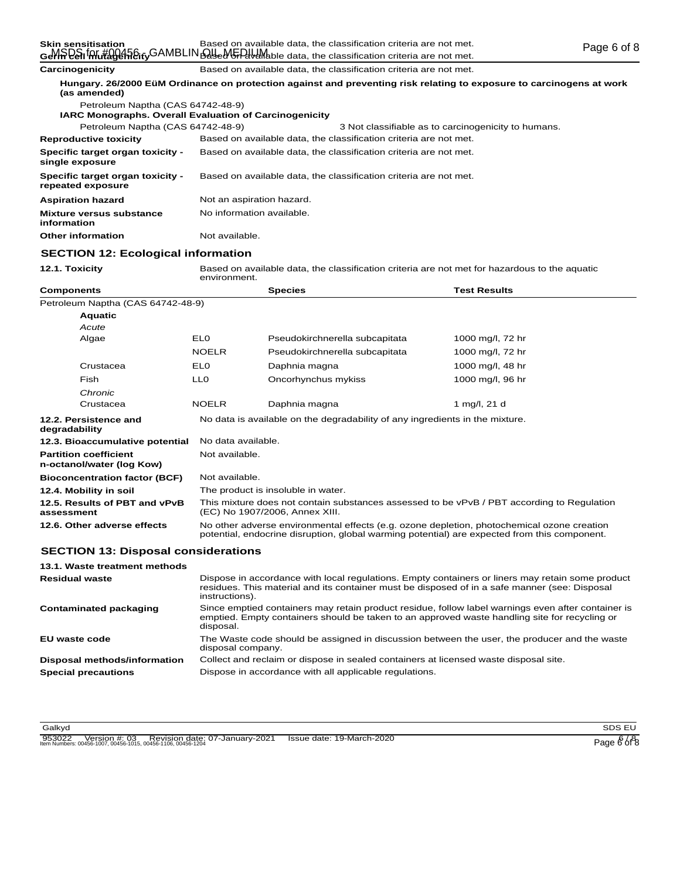| | |
|---|---|
| **Skin sensitisation** | Based on available data, the classification criteria are not met. |
| **Germ cell mutagenicity** | Based on available data, the classification criteria are not met. |
| **Carcinogenicity** | Based on available data, the classification criteria are not met. |

**Hungary. 26/2000 EüM Ordinance on protection against and preventing risk relating to exposure to carcinogens at work (as amended)**

Petroleum Naptha (CAS 64742-48-9)

**IARC Monographs. Overall Evaluation of Carcinogenicity**

Petroleum Naptha (CAS 64742-48-9) — 3 Not classifiable as to carcinogenicity to humans.

| | |
|---|---|
| **Reproductive toxicity** | Based on available data, the classification criteria are not met. |
| **Specific target organ toxicity - single exposure** | Based on available data, the classification criteria are not met. |
| **Specific target organ toxicity - repeated exposure** | Based on available data, the classification criteria are not met. |
| **Aspiration hazard** | Not an aspiration hazard. |
| **Mixture versus substance information** | No information available. |
| **Other information** | Not available. |

## SECTION 12: Ecological information

**12.1. Toxicity** — Based on available data, the classification criteria are not met for hazardous to the aquatic environment.

| Components | | Species | Test Results |
|---|---|---|---|
| Petroleum Naptha (CAS 64742-48-9) | | | |
| **Aquatic** | | | |
| *Acute* | | | |
| Algae | EL0 | Pseudokirchnerella subcapitata | 1000 mg/l, 72 hr |
| | NOELR | Pseudokirchnerella subcapitata | 1000 mg/l, 72 hr |
| Crustacea | EL0 | Daphnia magna | 1000 mg/l, 48 hr |
| Fish | LL0 | Oncorhynchus mykiss | 1000 mg/l, 96 hr |
| *Chronic* | | | |
| Crustacea | NOELR | Daphnia magna | 1 mg/l, 21 d |

| | |
|---|---|
| **12.2. Persistence and degradability** | No data is available on the degradability of any ingredients in the mixture. |
| **12.3. Bioaccumulative potential** | No data available. |
| **Partition coefficient n-octanol/water (log Kow)** | Not available. |
| **Bioconcentration factor (BCF)** | Not available. |
| **12.4. Mobility in soil** | The product is insoluble in water. |
| **12.5. Results of PBT and vPvB assessment** | This mixture does not contain substances assessed to be vPvB / PBT according to Regulation (EC) No 1907/2006, Annex XIII. |
| **12.6. Other adverse effects** | No other adverse environmental effects (e.g. ozone depletion, photochemical ozone creation potential, endocrine disruption, global warming potential) are expected from this component. |

## SECTION 13: Disposal considerations

**13.1. Waste treatment methods**

| | |
|---|---|
| **Residual waste** | Dispose in accordance with local regulations. Empty containers or liners may retain some product residues. This material and its container must be disposed of in a safe manner (see: Disposal instructions). |
| **Contaminated packaging** | Since emptied containers may retain product residue, follow label warnings even after container is emptied. Empty containers should be taken to an approved waste handling site for recycling or disposal. |
| **EU waste code** | The Waste code should be assigned in discussion between the user, the producer and the waste disposal company. |
| **Disposal methods/information** | Collect and reclaim or dispose in sealed containers at licensed waste disposal site. |
| **Special precautions** | Dispose in accordance with all applicable regulations. |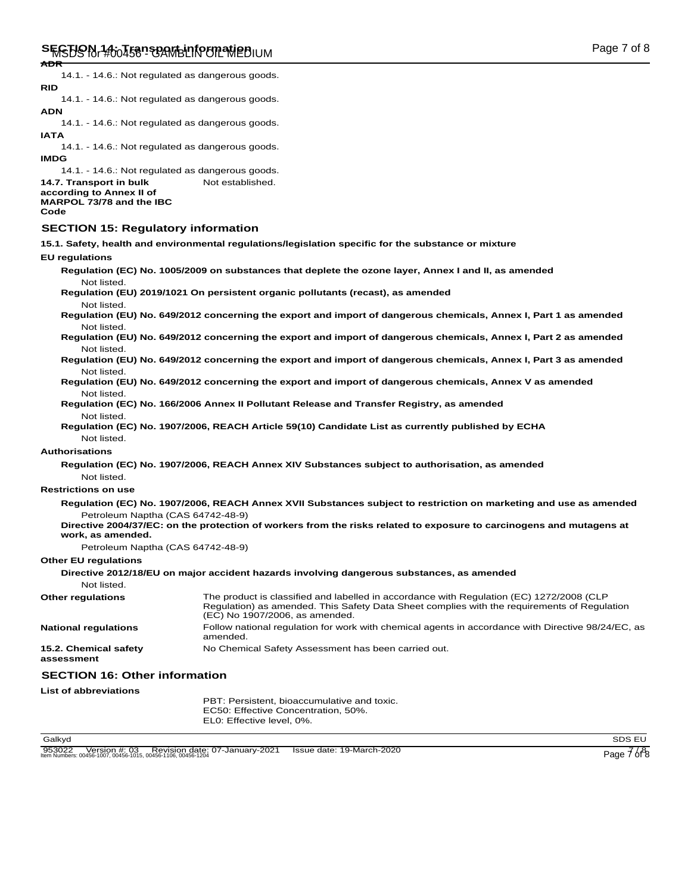**ADR**

14.1. - 14.6.: Not regulated as dangerous goods.

**RID**

14.1. - 14.6.: Not regulated as dangerous goods.

**ADN**

14.1. - 14.6.: Not regulated as dangerous goods.

**IATA**

14.1. - 14.6.: Not regulated as dangerous goods.

**IMDG**

14.1. - 14.6.: Not regulated as dangerous goods.

**14.7. Transport in bulk according to Annex II of MARPOL 73/78 and the IBC Code** Not established.

## SECTION 15: Regulatory information

**15.1. Safety, health and environmental regulations/legislation specific for the substance or mixture**

**EU regulations**

**Regulation (EC) No. 1005/2009 on substances that deplete the ozone layer, Annex I and II, as amended**

Not listed.

**Regulation (EU) 2019/1021 On persistent organic pollutants (recast), as amended**

Not listed.

**Regulation (EU) No. 649/2012 concerning the export and import of dangerous chemicals, Annex I, Part 1 as amended**

Not listed.

**Regulation (EU) No. 649/2012 concerning the export and import of dangerous chemicals, Annex I, Part 2 as amended**

Not listed.

**Regulation (EU) No. 649/2012 concerning the export and import of dangerous chemicals, Annex I, Part 3 as amended**

Not listed.

**Regulation (EU) No. 649/2012 concerning the export and import of dangerous chemicals, Annex V as amended**

Not listed.

**Regulation (EC) No. 166/2006 Annex II Pollutant Release and Transfer Registry, as amended**

Not listed.

**Regulation (EC) No. 1907/2006, REACH Article 59(10) Candidate List as currently published by ECHA**

Not listed.

**Authorisations**

**Regulation (EC) No. 1907/2006, REACH Annex XIV Substances subject to authorisation, as amended**

Not listed.

**Restrictions on use**

**Regulation (EC) No. 1907/2006, REACH Annex XVII Substances subject to restriction on marketing and use as amended**

Petroleum Naptha (CAS 64742-48-9)

**Directive 2004/37/EC: on the protection of workers from the risks related to exposure to carcinogens and mutagens at work, as amended.**

Petroleum Naptha (CAS 64742-48-9)

**Other EU regulations**

**Directive 2012/18/EU on major accident hazards involving dangerous substances, as amended**

Not listed.

**Other regulations** The product is classified and labelled in accordance with Regulation (EC) 1272/2008 (CLP Regulation) as amended. This Safety Data Sheet complies with the requirements of Regulation (EC) No 1907/2006, as amended.

**National regulations** Follow national regulation for work with chemical agents in accordance with Directive 98/24/EC, as amended.

**15.2. Chemical safety assessment** No Chemical Safety Assessment has been carried out.

## SECTION 16: Other information

**List of abbreviations**

PBT: Persistent, bioaccumulative and toxic.
EC50: Effective Concentration, 50%.
EL0: Effective level, 0%.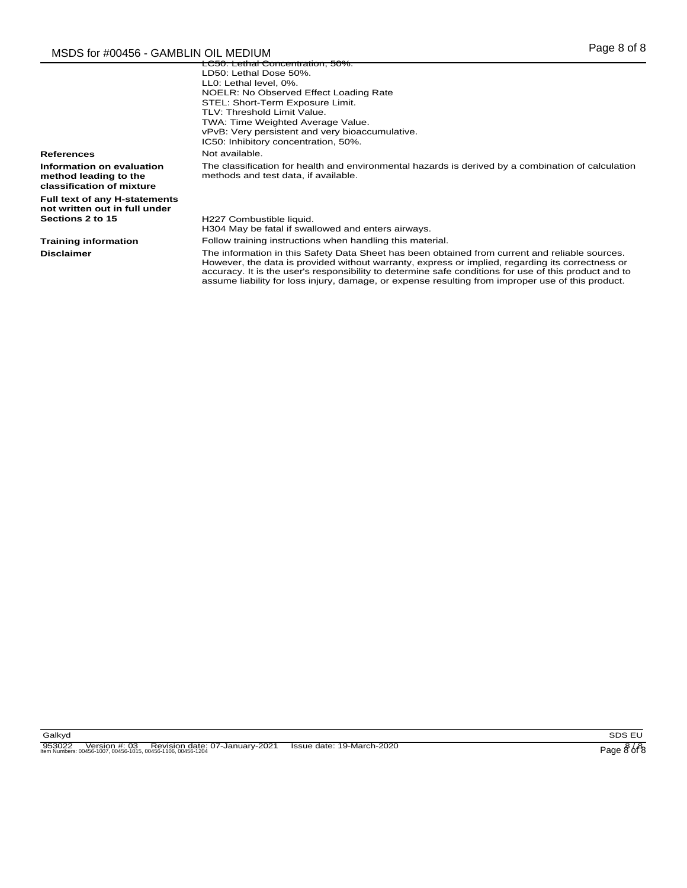LC50: Lethal Concentration, 50%.
LD50: Lethal Dose 50%.
LL0: Lethal level, 0%.
NOELR: No Observed Effect Loading Rate
STEL: Short-Term Exposure Limit.
TLV: Threshold Limit Value.
TWA: Time Weighted Average Value.
vPvB: Very persistent and very bioaccumulative.
IC50: Inhibitory concentration, 50%.

**References**
Not available.

**Information on evaluation method leading to the classification of mixture**
The classification for health and environmental hazards is derived by a combination of calculation methods and test data, if available.

**Full text of any H-statements not written out in full under Sections 2 to 15**
H227 Combustible liquid.
H304 May be fatal if swallowed and enters airways.

**Training information**
Follow training instructions when handling this material.

**Disclaimer**
The information in this Safety Data Sheet has been obtained from current and reliable sources. However, the data is provided without warranty, express or implied, regarding its correctness or accuracy. It is the user's responsibility to determine safe conditions for use of this product and to assume liability for loss injury, damage, or expense resulting from improper use of this product.